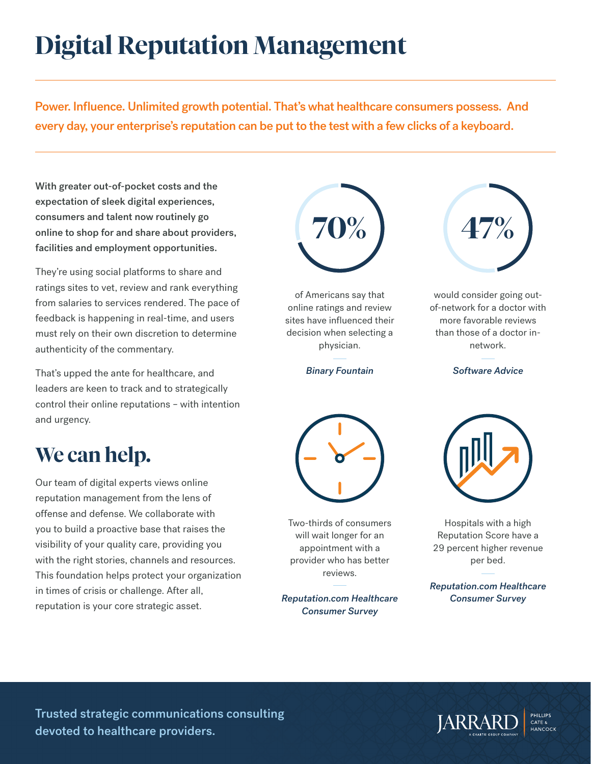# Digital Reputation Management

**Power. Influence. Unlimited growth potential. That's what healthcare consumers possess. And every day, your enterprise's reputation can be put to the test with a few clicks of a keyboard.**

**With greater out-of-pocket costs and the expectation of sleek digital experiences, consumers and talent now routinely go online to shop for and share about providers, facilities and employment opportunities.**

They're using social platforms to share and ratings sites to vet, review and rank everything from salaries to services rendered. The pace of feedback is happening in real-time, and users must rely on their own discretion to determine authenticity of the commentary.

That's upped the ante for healthcare, and leaders are keen to track and to strategically control their online reputations – with intention and urgency.

## We can help.

Our team of digital experts views online reputation management from the lens of offense and defense. We collaborate with you to build a proactive base that raises the visibility of your quality care, providing you with the right stories, channels and resources. This foundation helps protect your organization in times of crisis or challenge. After all, reputation is your core strategic asset.

**70%**

of Americans say that online ratings and review sites have influenced their decision when selecting a physician.

*Binary Fountain*

**47%**

would consider going out-of-network for a doctor with more favorable reviews than those of a doctor in-network.

*Software Advice*

Two-thirds of consumers will wait longer for an appointment with a provider who has better reviews.

*Reputation.com Healthcare Consumer Survey*

Hospitals with a high Reputation Score have a 29 percent higher revenue per bed.

*Reputation.com Healthcare Consumer Survey*

**Trusted strategic communications consulting devoted to healthcare providers.**

JARRARD | PHILLIPS CATE & HANCOCK

A CHARTIS GROUP COMPANY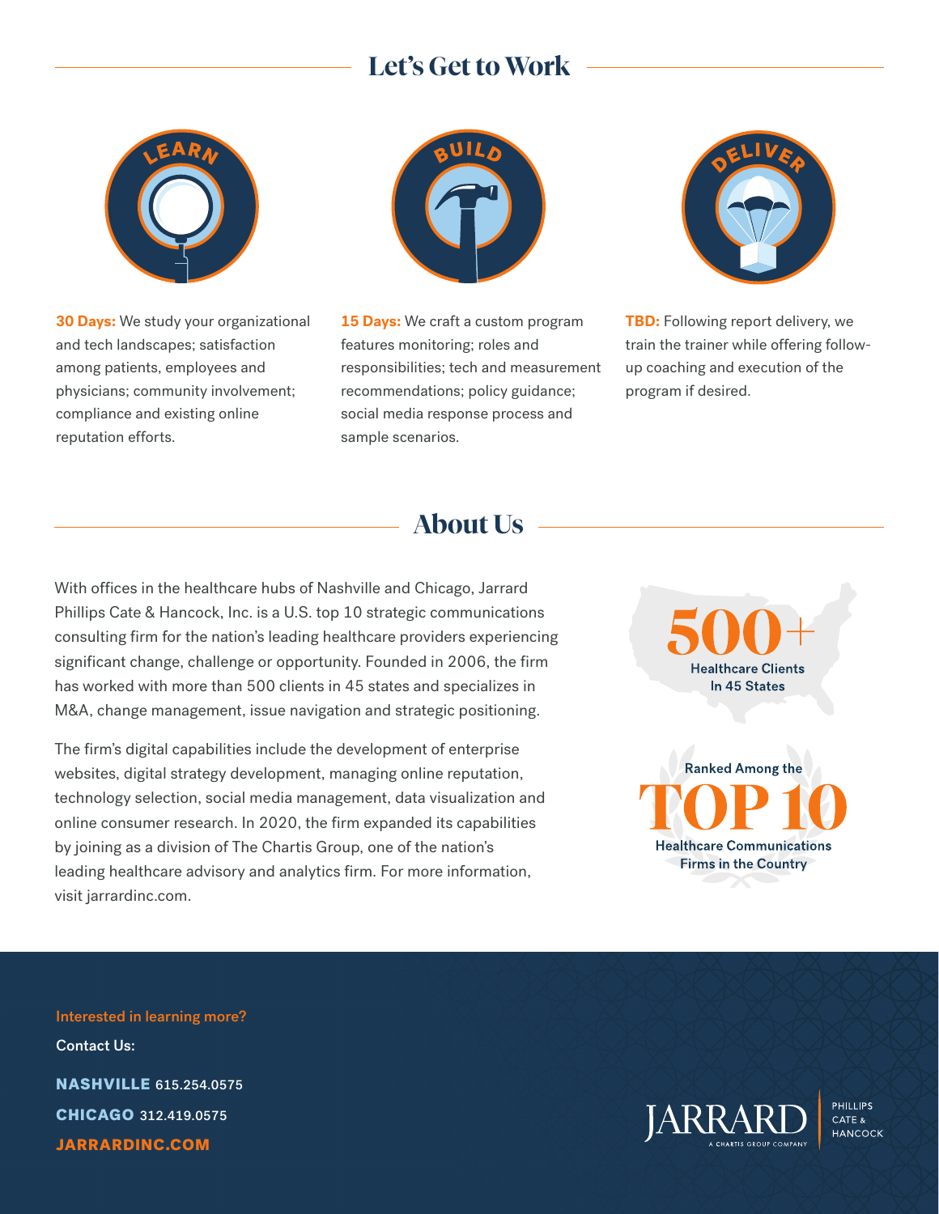## Let's Get to Work

LEARN

**30 Days:** We study your organizational and tech landscapes; satisfaction among patients, employees and physicians; community involvement; compliance and existing online reputation efforts.

BUILD

**15 Days:** We craft a custom program features monitoring; roles and responsibilities; tech and measurement recommendations; policy guidance; social media response process and sample scenarios.

DELIVER

**TBD:** Following report delivery, we train the trainer while offering follow-up coaching and execution of the program if desired.

## About Us

With offices in the healthcare hubs of Nashville and Chicago, Jarrard Phillips Cate & Hancock, Inc. is a U.S. top 10 strategic communications consulting firm for the nation's leading healthcare providers experiencing significant change, challenge or opportunity. Founded in 2006, the firm has worked with more than 500 clients in 45 states and specializes in M&A, change management, issue navigation and strategic positioning.

The firm's digital capabilities include the development of enterprise websites, digital strategy development, managing online reputation, technology selection, social media management, data visualization and online consumer research. In 2020, the firm expanded its capabilities by joining as a division of The Chartis Group, one of the nation's leading healthcare advisory and analytics firm. For more information, visit jarrardinc.com.

**500+**
Healthcare Clients
In 45 States

Ranked Among the
**TOP 10**
Healthcare Communications
Firms in the Country

Interested in learning more?

Contact Us:

**NASHVILLE** 615.254.0575

**CHICAGO** 312.419.0575

**JARRARDINC.COM**

JARRARD PHILLIPS CATE & HANCOCK
A CHARTIS GROUP COMPANY